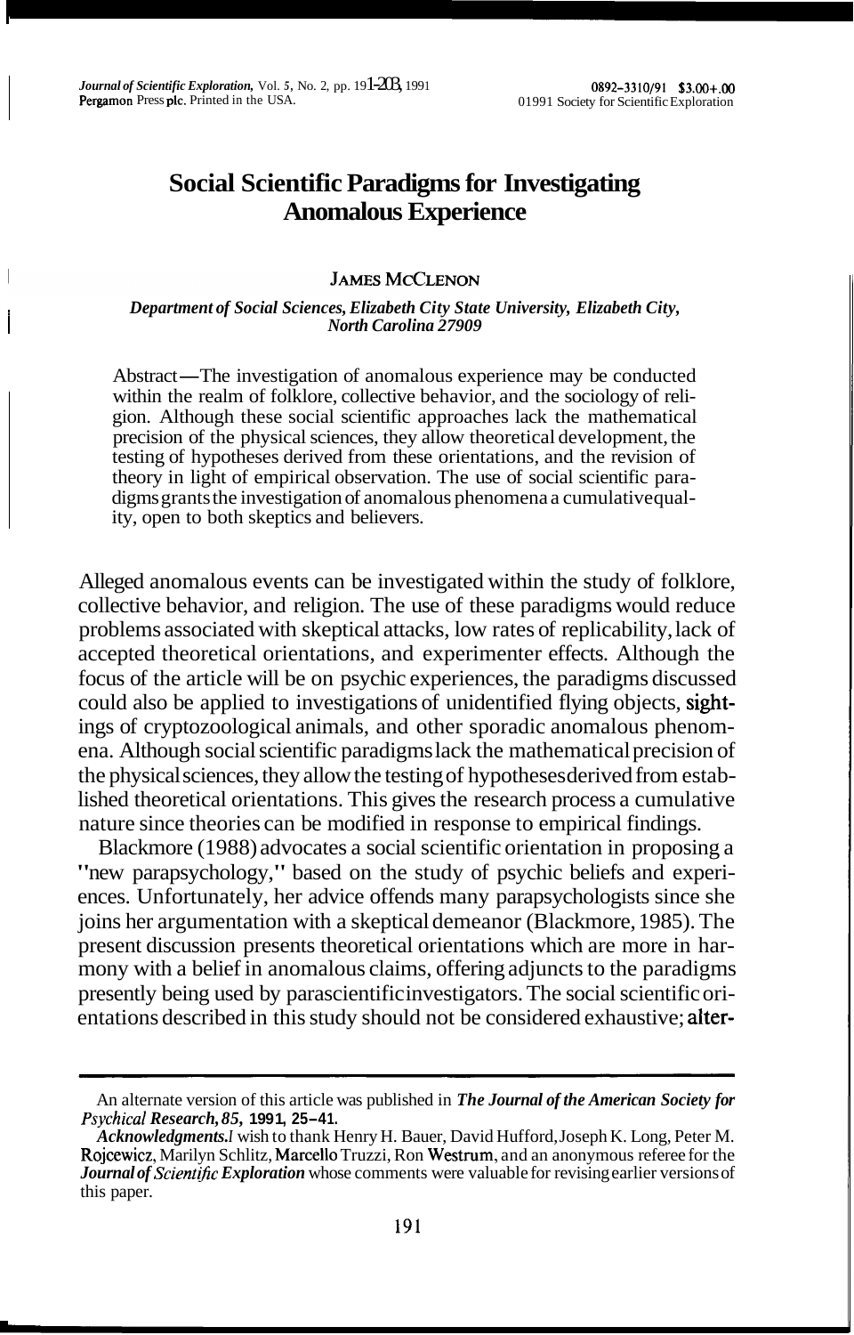# Social Scientific Paradigms for Investigating Anomalous Experience

JAMES MCCLENON

*Department of Social Sciences, Elizabeth City State University, Elizabeth City, North Carolina 27909*

Abstract—The investigation of anomalous experience may be conducted within the realm of folklore, collective behavior, and the sociology of religion. Although these social scientific approaches lack the mathematical precision of the physical sciences, they allow theoretical development, the testing of hypotheses derived from these orientations, and the revision of theory in light of empirical observation. The use of social scientific paradigms grants the investigation of anomalous phenomena a cumulative quality, open to both skeptics and believers.

Alleged anomalous events can be investigated within the study of folklore, collective behavior, and religion. The use of these paradigms would reduce problems associated with skeptical attacks, low rates of replicability, lack of accepted theoretical orientations, and experimenter effects. Although the focus of the article will be on psychic experiences, the paradigms discussed could also be applied to investigations of unidentified flying objects, sightings of cryptozoological animals, and other sporadic anomalous phenomena. Although social scientific paradigms lack the mathematical precision of the physical sciences, they allow the testing of hypotheses derived from established theoretical orientations. This gives the research process a cumulative nature since theories can be modified in response to empirical findings.

Blackmore (1988) advocates a social scientific orientation in proposing a "new parapsychology," based on the study of psychic beliefs and experiences. Unfortunately, her advice offends many parapsychologists since she joins her argumentation with a skeptical demeanor (Blackmore, 1985). The present discussion presents theoretical orientations which are more in harmony with a belief in anomalous claims, offering adjuncts to the paradigms presently being used by parascientific investigators. The social scientific orientations described in this study should not be considered exhaustive; alter-

---

An alternate version of this article was published in ***The Journal of the American Society for Psychical Research, 85*, 1991, 25–41.**

***Acknowledgments.*** I wish to thank Henry H. Bauer, David Hufford, Joseph K. Long, Peter M. Rojcewicz, Marilyn Schlitz, Marcello Truzzi, Ron Westrum, and an anonymous referee for the ***Journal of Scientific Exploration*** whose comments were valuable for revising earlier versions of this paper.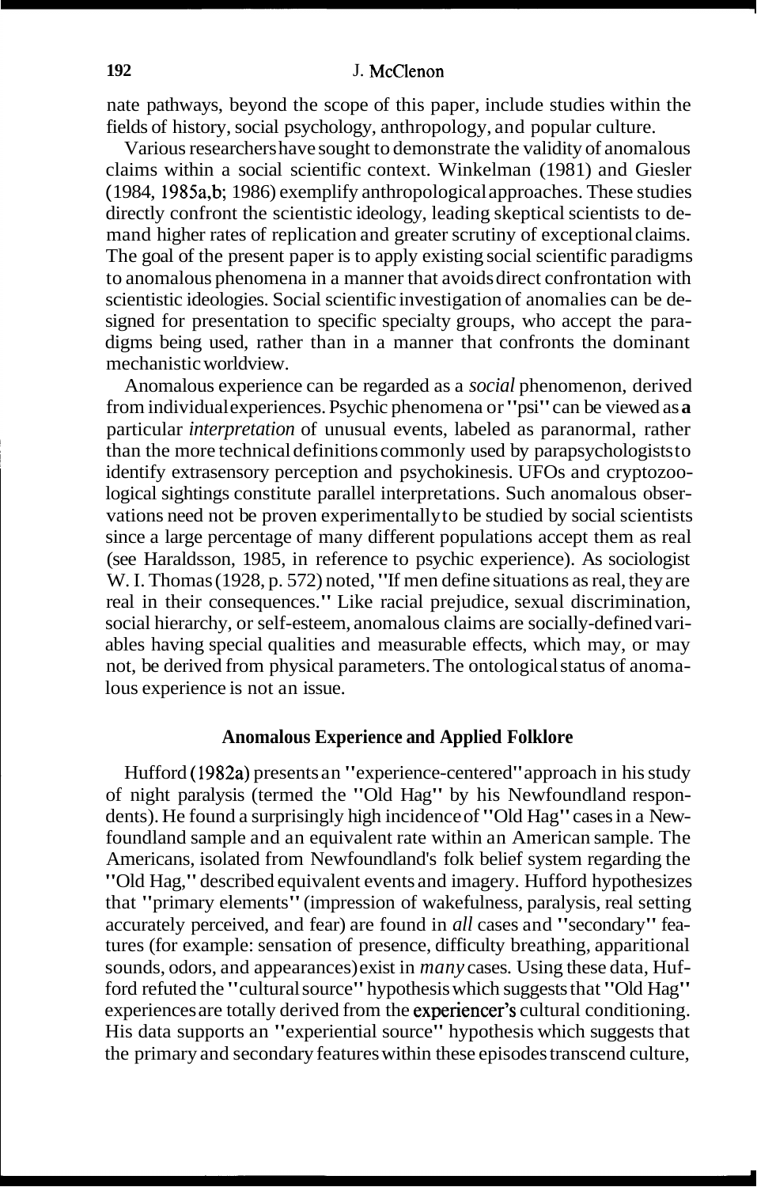nate pathways, beyond the scope of this paper, include studies within the fields of history, social psychology, anthropology, and popular culture.

Various researchers have sought to demonstrate the validity of anomalous claims within a social scientific context. Winkelman (1981) and Giesler (1984, 1985a,b; 1986) exemplify anthropological approaches. These studies directly confront the scientistic ideology, leading skeptical scientists to demand higher rates of replication and greater scrutiny of exceptional claims. The goal of the present paper is to apply existing social scientific paradigms to anomalous phenomena in a manner that avoids direct confrontation with scientistic ideologies. Social scientific investigation of anomalies can be designed for presentation to specific specialty groups, who accept the paradigms being used, rather than in a manner that confronts the dominant mechanistic worldview.

Anomalous experience can be regarded as a *social* phenomenon, derived from individual experiences. Psychic phenomena or "psi" can be viewed as **a** particular *interpretation* of unusual events, labeled as paranormal, rather than the more technical definitions commonly used by parapsychologists to identify extrasensory perception and psychokinesis. UFOs and cryptozoological sightings constitute parallel interpretations. Such anomalous observations need not be proven experimentally to be studied by social scientists since a large percentage of many different populations accept them as real (see Haraldsson, 1985, in reference to psychic experience). As sociologist W. I. Thomas (1928, p. 572) noted, "If men define situations as real, they are real in their consequences." Like racial prejudice, sexual discrimination, social hierarchy, or self-esteem, anomalous claims are socially-defined variables having special qualities and measurable effects, which may, or may not, be derived from physical parameters. The ontological status of anomalous experience is not an issue.

## Anomalous Experience and Applied Folklore

Hufford (1982a) presents an "experience-centered" approach in his study of night paralysis (termed the "Old Hag" by his Newfoundland respondents). He found a surprisingly high incidence of "Old Hag" cases in a Newfoundland sample and an equivalent rate within an American sample. The Americans, isolated from Newfoundland's folk belief system regarding the "Old Hag," described equivalent events and imagery. Hufford hypothesizes that "primary elements" (impression of wakefulness, paralysis, real setting accurately perceived, and fear) are found in *all* cases and "secondary" features (for example: sensation of presence, difficulty breathing, apparitional sounds, odors, and appearances) exist in *many* cases. Using these data, Hufford refuted the "cultural source" hypothesis which suggests that "Old Hag" experiences are totally derived from the experiencer's cultural conditioning. His data supports an "experiential source" hypothesis which suggests that the primary and secondary features within these episodes transcend culture,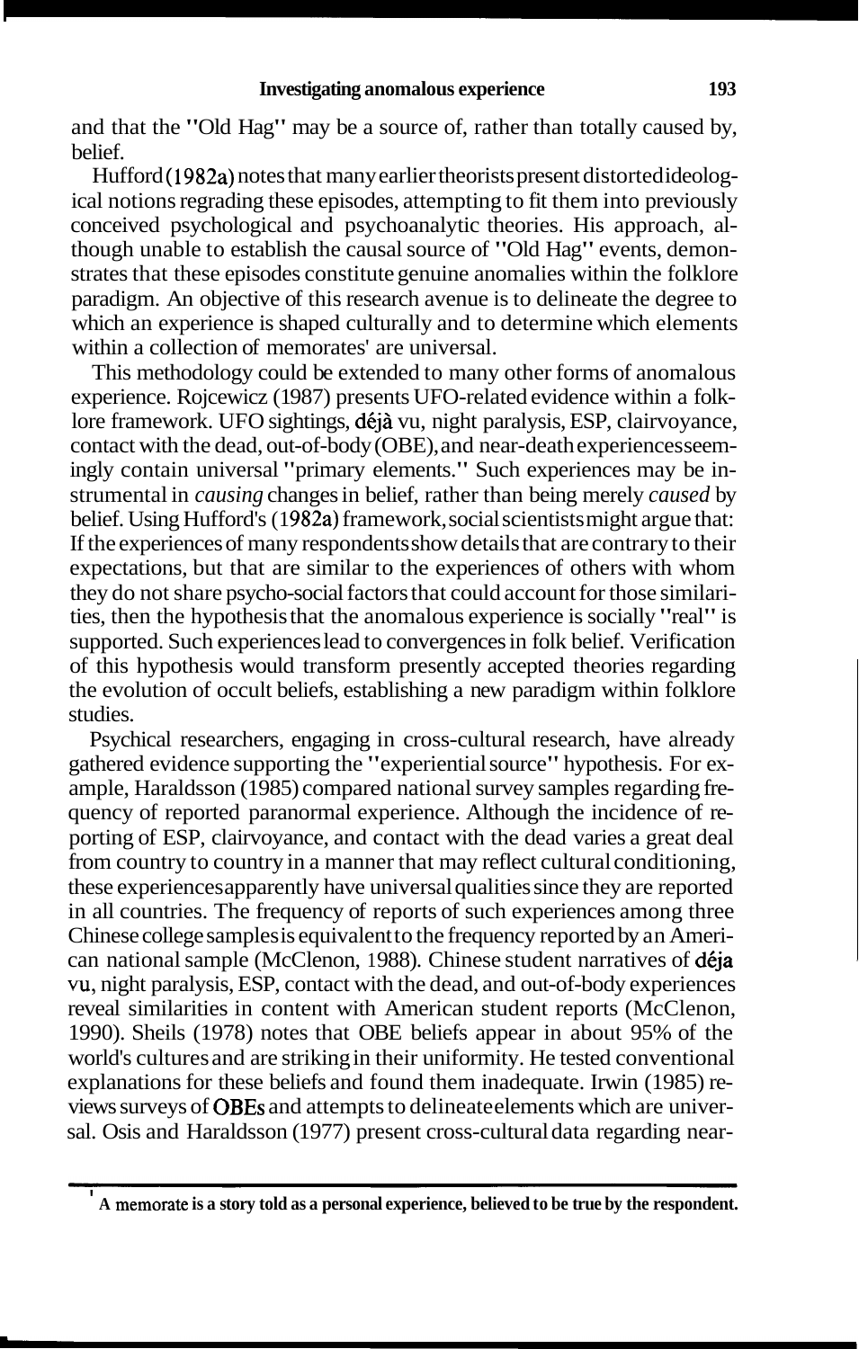and that the "Old Hag" may be a source of, rather than totally caused by, belief.

Hufford (1982a) notes that many earlier theorists present distorted ideological notions regrading these episodes, attempting to fit them into previously conceived psychological and psychoanalytic theories. His approach, although unable to establish the causal source of "Old Hag" events, demonstrates that these episodes constitute genuine anomalies within the folklore paradigm. An objective of this research avenue is to delineate the degree to which an experience is shaped culturally and to determine which elements within a collection of memorates[1] are universal.

This methodology could be extended to many other forms of anomalous experience. Rojcewicz (1987) presents UFO-related evidence within a folklore framework. UFO sightings, déjà vu, night paralysis, ESP, clairvoyance, contact with the dead, out-of-body (OBE), and near-death experiences seemingly contain universal "primary elements." Such experiences may be instrumental in *causing* changes in belief, rather than being merely *caused* by belief. Using Hufford's (1982a) framework, social scientists might argue that: If the experiences of many respondents show details that are contrary to their expectations, but that are similar to the experiences of others with whom they do not share psycho-social factors that could account for those similarities, then the hypothesis that the anomalous experience is socially "real" is supported. Such experiences lead to convergences in folk belief. Verification of this hypothesis would transform presently accepted theories regarding the evolution of occult beliefs, establishing a new paradigm within folklore studies.

Psychical researchers, engaging in cross-cultural research, have already gathered evidence supporting the "experiential source" hypothesis. For example, Haraldsson (1985) compared national survey samples regarding frequency of reported paranormal experience. Although the incidence of reporting of ESP, clairvoyance, and contact with the dead varies a great deal from country to country in a manner that may reflect cultural conditioning, these experiences apparently have universal qualities since they are reported in all countries. The frequency of reports of such experiences among three Chinese college samples is equivalent to the frequency reported by an American national sample (McClenon, 1988). Chinese student narratives of déja vu, night paralysis, ESP, contact with the dead, and out-of-body experiences reveal similarities in content with American student reports (McClenon, 1990). Sheils (1978) notes that OBE beliefs appear in about 95% of the world's cultures and are striking in their uniformity. He tested conventional explanations for these beliefs and found them inadequate. Irwin (1985) reviews surveys of OBEs and attempts to delineate elements which are universal. Osis and Haraldsson (1977) present cross-cultural data regarding near-

---

[1] **A memorate is a story told as a personal experience, believed to be true by the respondent.**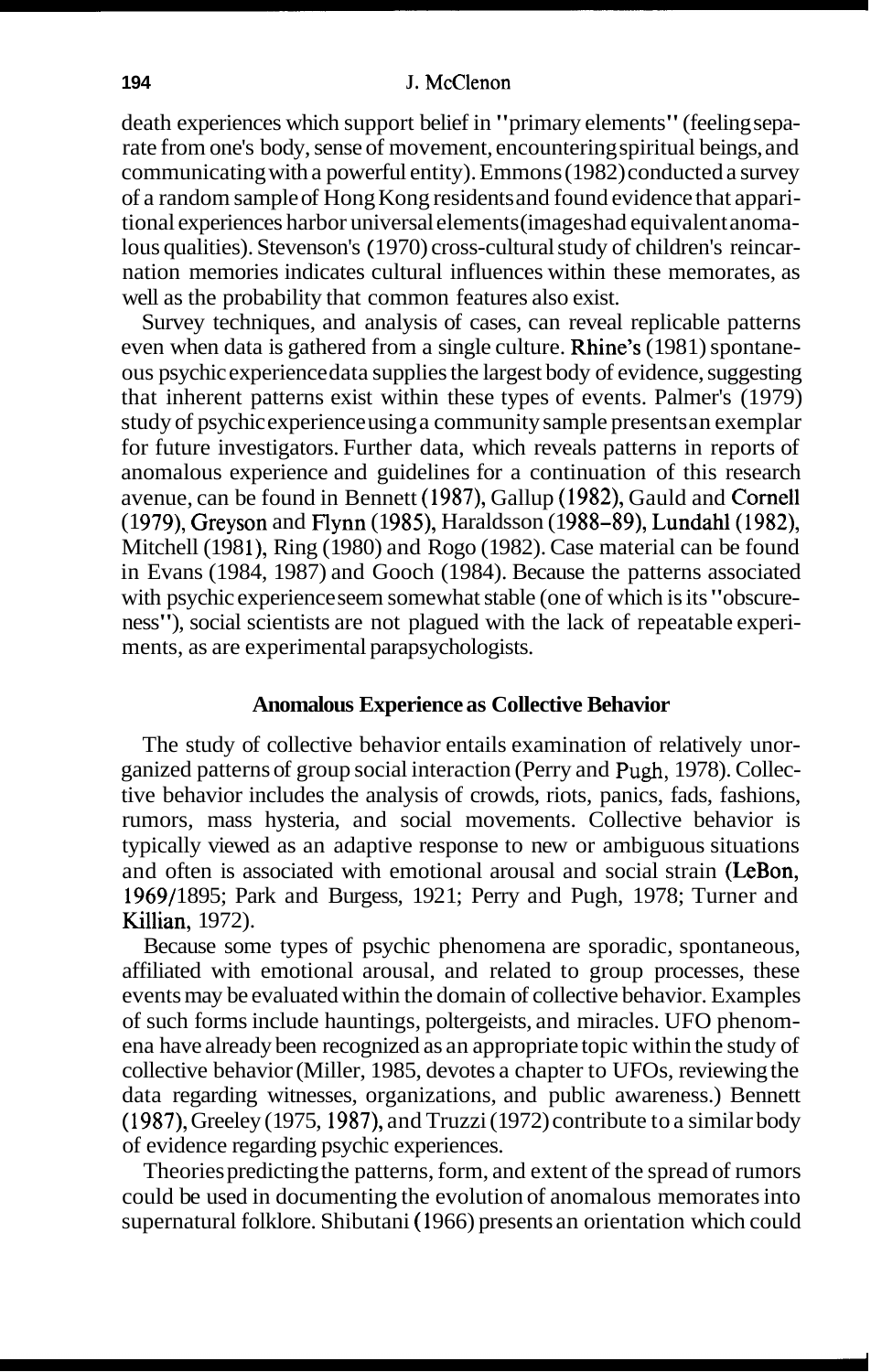death experiences which support belief in "primary elements" (feeling separate from one's body, sense of movement, encountering spiritual beings, and communicating with a powerful entity). Emmons (1982) conducted a survey of a random sample of Hong Kong residents and found evidence that apparitional experiences harbor universal elements (images had equivalent anomalous qualities). Stevenson's (1970) cross-cultural study of children's reincarnation memories indicates cultural influences within these memorates, as well as the probability that common features also exist.

Survey techniques, and analysis of cases, can reveal replicable patterns even when data is gathered from a single culture. Rhine's (1981) spontaneous psychic experience data supplies the largest body of evidence, suggesting that inherent patterns exist within these types of events. Palmer's (1979) study of psychic experience using a community sample presents an exemplar for future investigators. Further data, which reveals patterns in reports of anomalous experience and guidelines for a continuation of this research avenue, can be found in Bennett (1987), Gallup (1982), Gauld and Cornell (1979), Greyson and Flynn (1985), Haraldsson (1988–89), Lundahl (1982), Mitchell (1981), Ring (1980) and Rogo (1982). Case material can be found in Evans (1984, 1987) and Gooch (1984). Because the patterns associated with psychic experience seem somewhat stable (one of which is its "obscureness"), social scientists are not plagued with the lack of repeatable experiments, as are experimental parapsychologists.

## Anomalous Experience as Collective Behavior

The study of collective behavior entails examination of relatively unorganized patterns of group social interaction (Perry and Pugh, 1978). Collective behavior includes the analysis of crowds, riots, panics, fads, fashions, rumors, mass hysteria, and social movements. Collective behavior is typically viewed as an adaptive response to new or ambiguous situations and often is associated with emotional arousal and social strain (LeBon, 1969/1895; Park and Burgess, 1921; Perry and Pugh, 1978; Turner and Killian, 1972).

Because some types of psychic phenomena are sporadic, spontaneous, affiliated with emotional arousal, and related to group processes, these events may be evaluated within the domain of collective behavior. Examples of such forms include hauntings, poltergeists, and miracles. UFO phenomena have already been recognized as an appropriate topic within the study of collective behavior (Miller, 1985, devotes a chapter to UFOs, reviewing the data regarding witnesses, organizations, and public awareness.) Bennett (1987), Greeley (1975, 1987), and Truzzi (1972) contribute to a similar body of evidence regarding psychic experiences.

Theories predicting the patterns, form, and extent of the spread of rumors could be used in documenting the evolution of anomalous memorates into supernatural folklore. Shibutani (1966) presents an orientation which could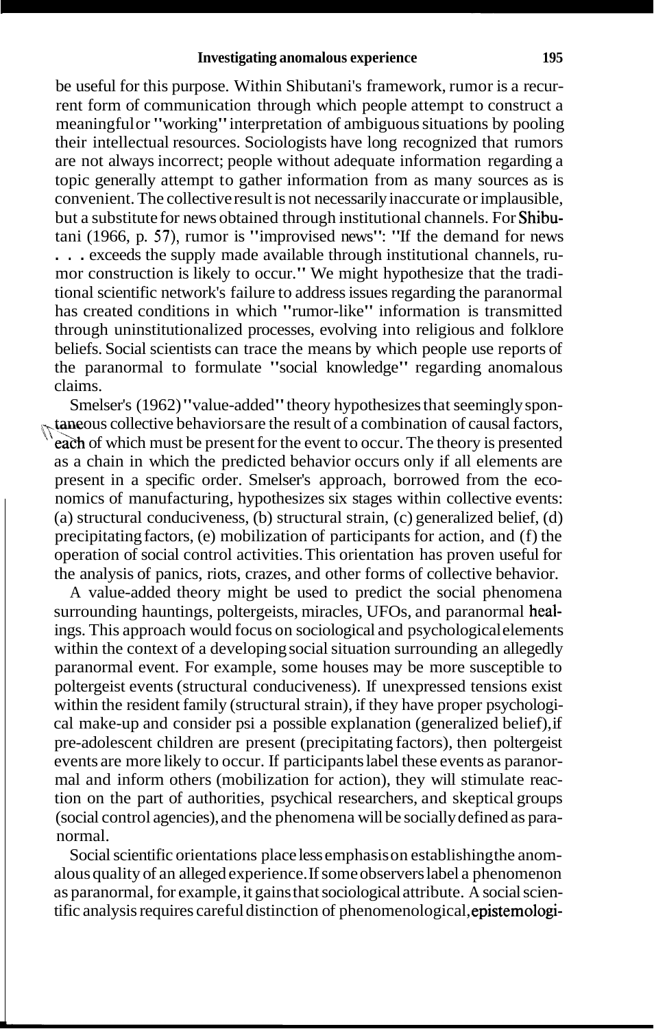be useful for this purpose. Within Shibutani's framework, rumor is a recurrent form of communication through which people attempt to construct a meaningful or "working" interpretation of ambiguous situations by pooling their intellectual resources. Sociologists have long recognized that rumors are not always incorrect; people without adequate information regarding a topic generally attempt to gather information from as many sources as is convenient. The collective result is not necessarily inaccurate or implausible, but a substitute for news obtained through institutional channels. For Shibutani (1966, p. 57), rumor is "improvised news": "If the demand for news . . . exceeds the supply made available through institutional channels, rumor construction is likely to occur." We might hypothesize that the traditional scientific network's failure to address issues regarding the paranormal has created conditions in which "rumor-like" information is transmitted through uninstitutionalized processes, evolving into religious and folklore beliefs. Social scientists can trace the means by which people use reports of the paranormal to formulate "social knowledge" regarding anomalous claims.

Smelser's (1962) "value-added" theory hypothesizes that seemingly spontaneous collective behaviors are the result of a combination of causal factors, each of which must be present for the event to occur. The theory is presented as a chain in which the predicted behavior occurs only if all elements are present in a specific order. Smelser's approach, borrowed from the economics of manufacturing, hypothesizes six stages within collective events: (a) structural conduciveness, (b) structural strain, (c) generalized belief, (d) precipitating factors, (e) mobilization of participants for action, and (f) the operation of social control activities. This orientation has proven useful for the analysis of panics, riots, crazes, and other forms of collective behavior.

A value-added theory might be used to predict the social phenomena surrounding hauntings, poltergeists, miracles, UFOs, and paranormal healings. This approach would focus on sociological and psychological elements within the context of a developing social situation surrounding an allegedly paranormal event. For example, some houses may be more susceptible to poltergeist events (structural conduciveness). If unexpressed tensions exist within the resident family (structural strain), if they have proper psychological make-up and consider psi a possible explanation (generalized belief), if pre-adolescent children are present (precipitating factors), then poltergeist events are more likely to occur. If participants label these events as paranormal and inform others (mobilization for action), they will stimulate reaction on the part of authorities, psychical researchers, and skeptical groups (social control agencies), and the phenomena will be socially defined as paranormal.

Social scientific orientations place less emphasis on establishing the anomalous quality of an alleged experience. If some observers label a phenomenon as paranormal, for example, it gains that sociological attribute. A social scientific analysis requires careful distinction of phenomenological, epistemologi-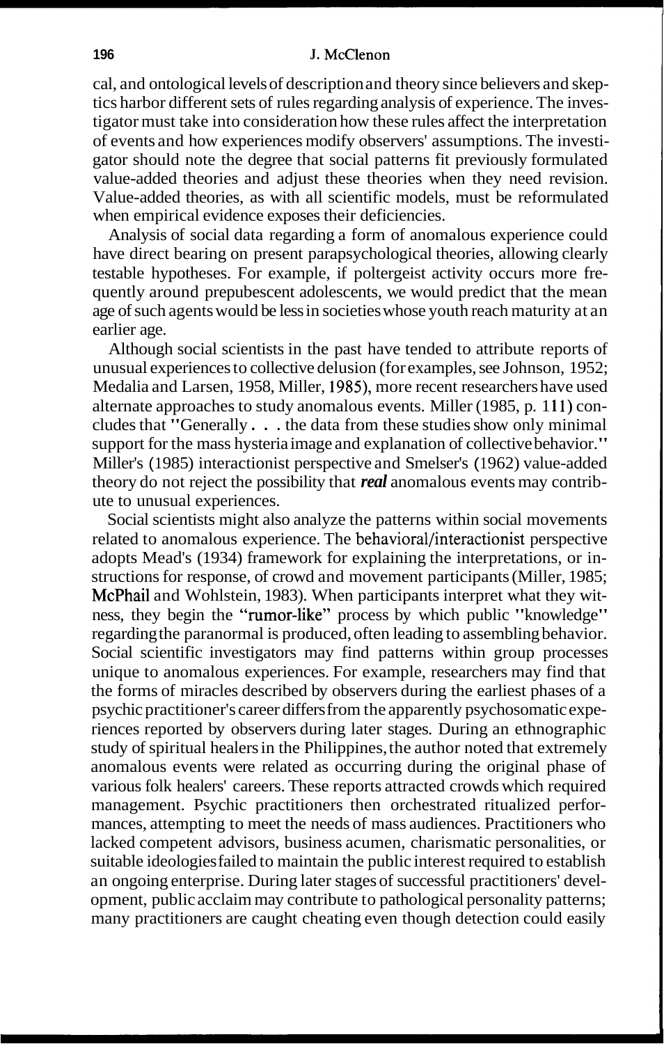cal, and ontological levels of description and theory since believers and skeptics harbor different sets of rules regarding analysis of experience. The investigator must take into consideration how these rules affect the interpretation of events and how experiences modify observers' assumptions. The investigator should note the degree that social patterns fit previously formulated value-added theories and adjust these theories when they need revision. Value-added theories, as with all scientific models, must be reformulated when empirical evidence exposes their deficiencies.

Analysis of social data regarding a form of anomalous experience could have direct bearing on present parapsychological theories, allowing clearly testable hypotheses. For example, if poltergeist activity occurs more frequently around prepubescent adolescents, we would predict that the mean age of such agents would be less in societies whose youth reach maturity at an earlier age.

Although social scientists in the past have tended to attribute reports of unusual experiences to collective delusion (for examples, see Johnson, 1952; Medalia and Larsen, 1958, Miller, 1985), more recent researchers have used alternate approaches to study anomalous events. Miller (1985, p. 111) concludes that "Generally . . . the data from these studies show only minimal support for the mass hysteria image and explanation of collective behavior." Miller's (1985) interactionist perspective and Smelser's (1962) value-added theory do not reject the possibility that ***real*** anomalous events may contribute to unusual experiences.

Social scientists might also analyze the patterns within social movements related to anomalous experience. The behavioral/interactionist perspective adopts Mead's (1934) framework for explaining the interpretations, or instructions for response, of crowd and movement participants (Miller, 1985; McPhail and Wohlstein, 1983). When participants interpret what they witness, they begin the "rumor-like" process by which public "knowledge" regarding the paranormal is produced, often leading to assembling behavior. Social scientific investigators may find patterns within group processes unique to anomalous experiences. For example, researchers may find that the forms of miracles described by observers during the earliest phases of a psychic practitioner's career differs from the apparently psychosomatic experiences reported by observers during later stages. During an ethnographic study of spiritual healers in the Philippines, the author noted that extremely anomalous events were related as occurring during the original phase of various folk healers' careers. These reports attracted crowds which required management. Psychic practitioners then orchestrated ritualized performances, attempting to meet the needs of mass audiences. Practitioners who lacked competent advisors, business acumen, charismatic personalities, or suitable ideologies failed to maintain the public interest required to establish an ongoing enterprise. During later stages of successful practitioners' development, public acclaim may contribute to pathological personality patterns; many practitioners are caught cheating even though detection could easily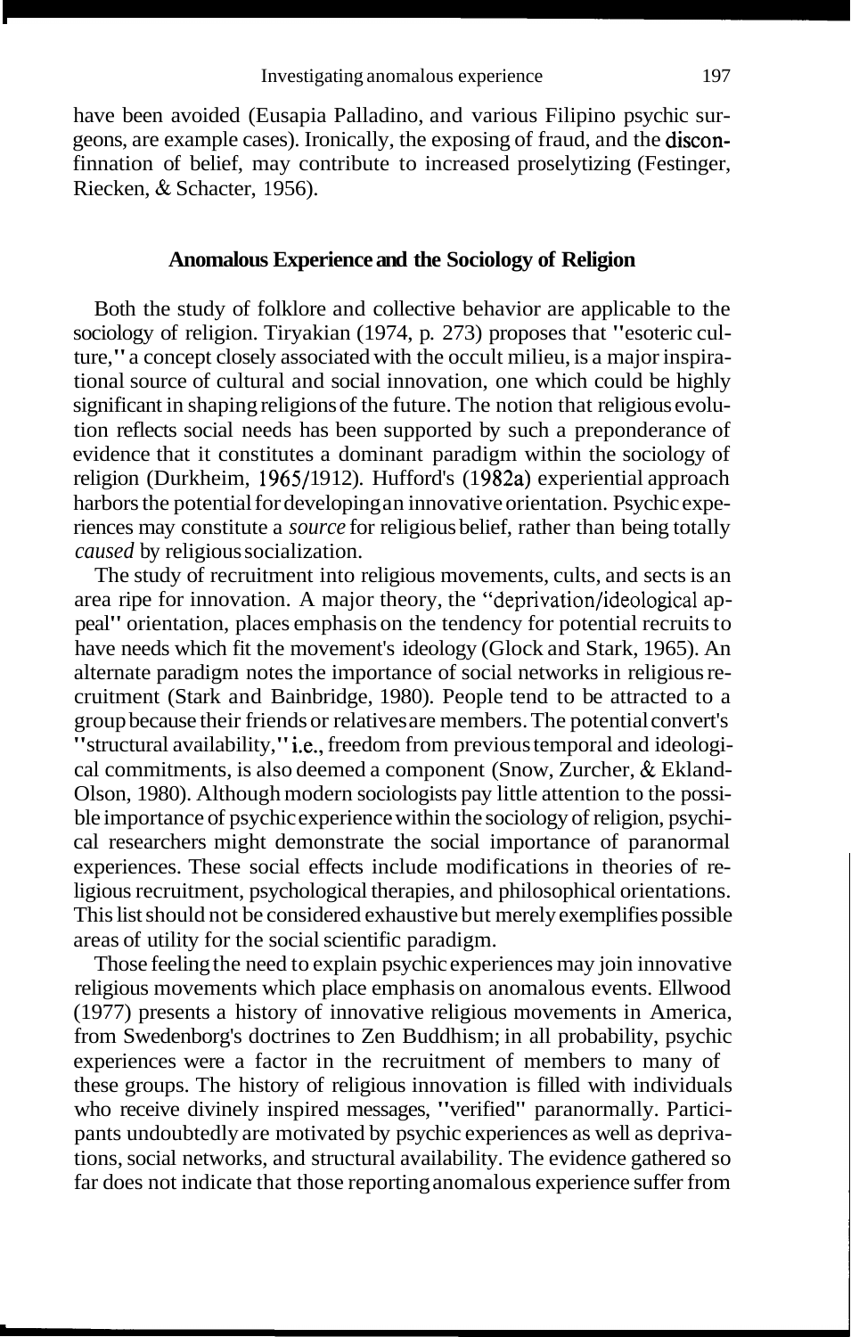have been avoided (Eusapia Palladino, and various Filipino psychic surgeons, are example cases). Ironically, the exposing of fraud, and the disconfinnation of belief, may contribute to increased proselytizing (Festinger, Riecken, & Schacter, 1956).

## Anomalous Experience and the Sociology of Religion

Both the study of folklore and collective behavior are applicable to the sociology of religion. Tiryakian (1974, p. 273) proposes that "esoteric culture," a concept closely associated with the occult milieu, is a major inspirational source of cultural and social innovation, one which could be highly significant in shaping religions of the future. The notion that religious evolution reflects social needs has been supported by such a preponderance of evidence that it constitutes a dominant paradigm within the sociology of religion (Durkheim, 1965/1912). Hufford's (1982a) experiential approach harbors the potential for developing an innovative orientation. Psychic experiences may constitute a *source* for religious belief, rather than being totally *caused* by religious socialization.

The study of recruitment into religious movements, cults, and sects is an area ripe for innovation. A major theory, the "deprivation/ideological appeal" orientation, places emphasis on the tendency for potential recruits to have needs which fit the movement's ideology (Glock and Stark, 1965). An alternate paradigm notes the importance of social networks in religious recruitment (Stark and Bainbridge, 1980). People tend to be attracted to a group because their friends or relatives are members. The potential convert's "structural availability," i.e., freedom from previous temporal and ideological commitments, is also deemed a component (Snow, Zurcher, & Ekland-Olson, 1980). Although modern sociologists pay little attention to the possible importance of psychic experience within the sociology of religion, psychical researchers might demonstrate the social importance of paranormal experiences. These social effects include modifications in theories of religious recruitment, psychological therapies, and philosophical orientations. This list should not be considered exhaustive but merely exemplifies possible areas of utility for the social scientific paradigm.

Those feeling the need to explain psychic experiences may join innovative religious movements which place emphasis on anomalous events. Ellwood (1977) presents a history of innovative religious movements in America, from Swedenborg's doctrines to Zen Buddhism; in all probability, psychic experiences were a factor in the recruitment of members to many of these groups. The history of religious innovation is filled with individuals who receive divinely inspired messages, "verified" paranormally. Participants undoubtedly are motivated by psychic experiences as well as deprivations, social networks, and structural availability. The evidence gathered so far does not indicate that those reporting anomalous experience suffer from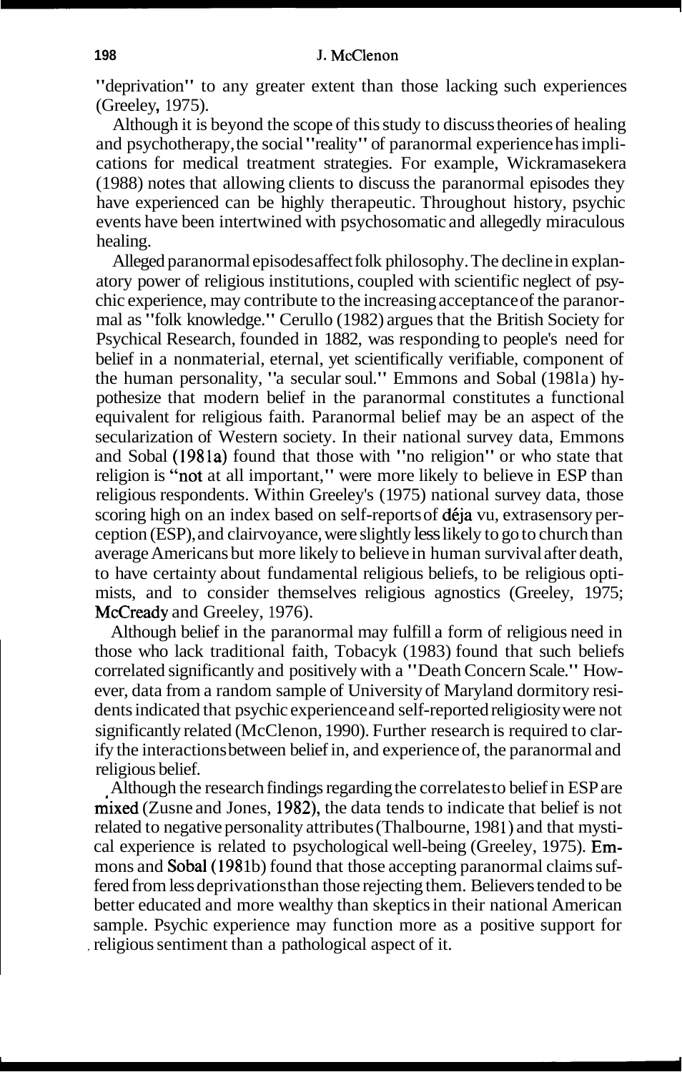"deprivation" to any greater extent than those lacking such experiences (Greeley, 1975).

Although it is beyond the scope of this study to discuss theories of healing and psychotherapy, the social "reality" of paranormal experience has implications for medical treatment strategies. For example, Wickramasekera (1988) notes that allowing clients to discuss the paranormal episodes they have experienced can be highly therapeutic. Throughout history, psychic events have been intertwined with psychosomatic and allegedly miraculous healing.

Alleged paranormal episodes affect folk philosophy. The decline in explanatory power of religious institutions, coupled with scientific neglect of psychic experience, may contribute to the increasing acceptance of the paranormal as "folk knowledge." Cerullo (1982) argues that the British Society for Psychical Research, founded in 1882, was responding to people's need for belief in a nonmaterial, eternal, yet scientifically verifiable, component of the human personality, "a secular soul." Emmons and Sobal (1981a) hypothesize that modern belief in the paranormal constitutes a functional equivalent for religious faith. Paranormal belief may be an aspect of the secularization of Western society. In their national survey data, Emmons and Sobal (1981a) found that those with "no religion" or who state that religion is "not at all important," were more likely to believe in ESP than religious respondents. Within Greeley's (1975) national survey data, those scoring high on an index based on self-reports of déja vu, extrasensory perception (ESP), and clairvoyance, were slightly less likely to go to church than average Americans but more likely to believe in human survival after death, to have certainty about fundamental religious beliefs, to be religious optimists, and to consider themselves religious agnostics (Greeley, 1975; McCready and Greeley, 1976).

Although belief in the paranormal may fulfill a form of religious need in those who lack traditional faith, Tobacyk (1983) found that such beliefs correlated significantly and positively with a "Death Concern Scale." However, data from a random sample of University of Maryland dormitory residents indicated that psychic experience and self-reported religiosity were not significantly related (McClenon, 1990). Further research is required to clarify the interactions between belief in, and experience of, the paranormal and religious belief.

Although the research findings regarding the correlates to belief in ESP are mixed (Zusne and Jones, 1982), the data tends to indicate that belief is not related to negative personality attributes (Thalbourne, 1981) and that mystical experience is related to psychological well-being (Greeley, 1975). Emmons and Sobal (1981b) found that those accepting paranormal claims suffered from less deprivations than those rejecting them. Believers tended to be better educated and more wealthy than skeptics in their national American sample. Psychic experience may function more as a positive support for religious sentiment than a pathological aspect of it.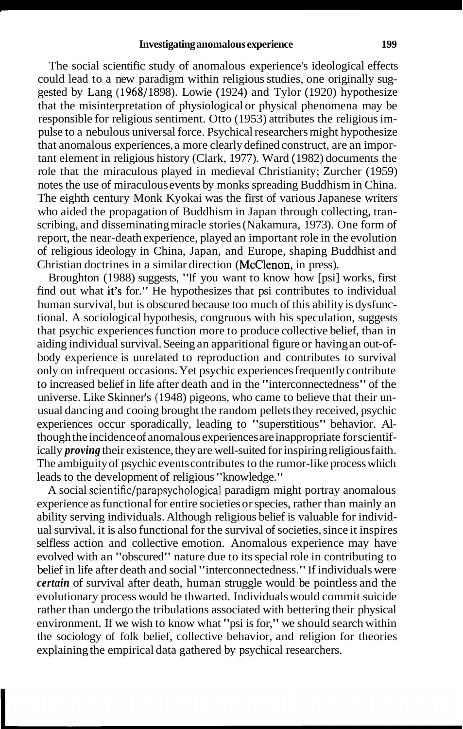The social scientific study of anomalous experience's ideological effects could lead to a new paradigm within religious studies, one originally suggested by Lang (1968/1898). Lowie (1924) and Tylor (1920) hypothesize that the misinterpretation of physiological or physical phenomena may be responsible for religious sentiment. Otto (1953) attributes the religious impulse to a nebulous universal force. Psychical researchers might hypothesize that anomalous experiences, a more clearly defined construct, are an important element in religious history (Clark, 1977). Ward (1982) documents the role that the miraculous played in medieval Christianity; Zurcher (1959) notes the use of miraculous events by monks spreading Buddhism in China. The eighth century Monk Kyokai was the first of various Japanese writers who aided the propagation of Buddhism in Japan through collecting, transcribing, and disseminating miracle stories (Nakamura, 1973). One form of report, the near-death experience, played an important role in the evolution of religious ideology in China, Japan, and Europe, shaping Buddhist and Christian doctrines in a similar direction (McClenon, in press).

Broughton (1988) suggests, "If you want to know how [psi] works, first find out what it's for." He hypothesizes that psi contributes to individual human survival, but is obscured because too much of this ability is dysfunctional. A sociological hypothesis, congruous with his speculation, suggests that psychic experiences function more to produce collective belief, than in aiding individual survival. Seeing an apparitional figure or having an out-of-body experience is unrelated to reproduction and contributes to survival only on infrequent occasions. Yet psychic experiences frequently contribute to increased belief in life after death and in the "interconnectedness" of the universe. Like Skinner's (1948) pigeons, who came to believe that their unusual dancing and cooing brought the random pellets they received, psychic experiences occur sporadically, leading to "superstitious" behavior. Although the incidence of anomalous experiences are inappropriate for scientifically ***proving*** their existence, they are well-suited for inspiring religious faith. The ambiguity of psychic events contributes to the rumor-like process which leads to the development of religious "knowledge."

A social scientific/parapsychological paradigm might portray anomalous experience as functional for entire societies or species, rather than mainly an ability serving individuals. Although religious belief is valuable for individual survival, it is also functional for the survival of societies, since it inspires selfless action and collective emotion. Anomalous experience may have evolved with an "obscured" nature due to its special role in contributing to belief in life after death and social "interconnectedness." If individuals were ***certain*** of survival after death, human struggle would be pointless and the evolutionary process would be thwarted. Individuals would commit suicide rather than undergo the tribulations associated with bettering their physical environment. If we wish to know what "psi is for," we should search within the sociology of folk belief, collective behavior, and religion for theories explaining the empirical data gathered by psychical researchers.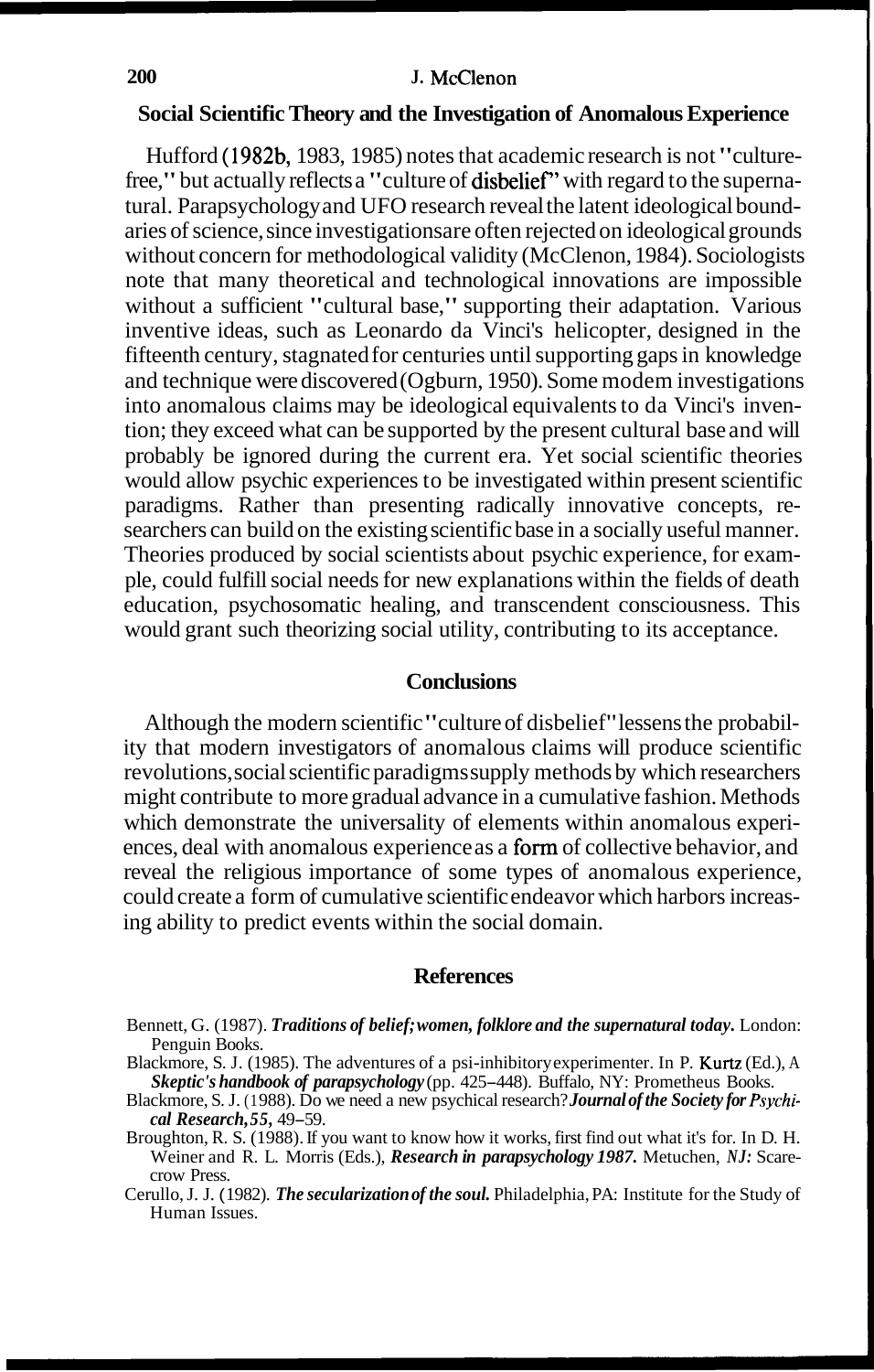## Social Scientific Theory and the Investigation of Anomalous Experience

Hufford (1982b, 1983, 1985) notes that academic research is not "culture-free," but actually reflects a "culture of disbelief" with regard to the supernatural. Parapsychology and UFO research reveal the latent ideological boundaries of science, since investigations are often rejected on ideological grounds without concern for methodological validity (McClenon, 1984). Sociologists note that many theoretical and technological innovations are impossible without a sufficient "cultural base," supporting their adaptation. Various inventive ideas, such as Leonardo da Vinci's helicopter, designed in the fifteenth century, stagnated for centuries until supporting gaps in knowledge and technique were discovered (Ogburn, 1950). Some modem investigations into anomalous claims may be ideological equivalents to da Vinci's invention; they exceed what can be supported by the present cultural base and will probably be ignored during the current era. Yet social scientific theories would allow psychic experiences to be investigated within present scientific paradigms. Rather than presenting radically innovative concepts, researchers can build on the existing scientific base in a socially useful manner. Theories produced by social scientists about psychic experience, for example, could fulfill social needs for new explanations within the fields of death education, psychosomatic healing, and transcendent consciousness. This would grant such theorizing social utility, contributing to its acceptance.

## Conclusions

Although the modern scientific "culture of disbelief" lessens the probability that modern investigators of anomalous claims will produce scientific revolutions, social scientific paradigms supply methods by which researchers might contribute to more gradual advance in a cumulative fashion. Methods which demonstrate the universality of elements within anomalous experiences, deal with anomalous experience as a form of collective behavior, and reveal the religious importance of some types of anomalous experience, could create a form of cumulative scientific endeavor which harbors increasing ability to predict events within the social domain.

## References

Bennett, G. (1987). ***Traditions of belief; women, folklore and the supernatural today.*** London: Penguin Books.

Blackmore, S. J. (1985). The adventures of a psi-inhibitory experimenter. In P. Kurtz (Ed.), ***A Skeptic's handbook of parapsychology*** (pp. 425–448). Buffalo, NY: Prometheus Books.

Blackmore, S. J. (1988). Do we need a new psychical research? ***Journal of the Society for Psychical Research, 55,*** 49–59.

Broughton, R. S. (1988). If you want to know how it works, first find out what it's for. In D. H. Weiner and R. L. Morris (Eds.), ***Research in parapsychology 1987.*** Metuchen, *NJ:* Scarecrow Press.

Cerullo, J. J. (1982). ***The secularization of the soul.*** Philadelphia, PA: Institute for the Study of Human Issues.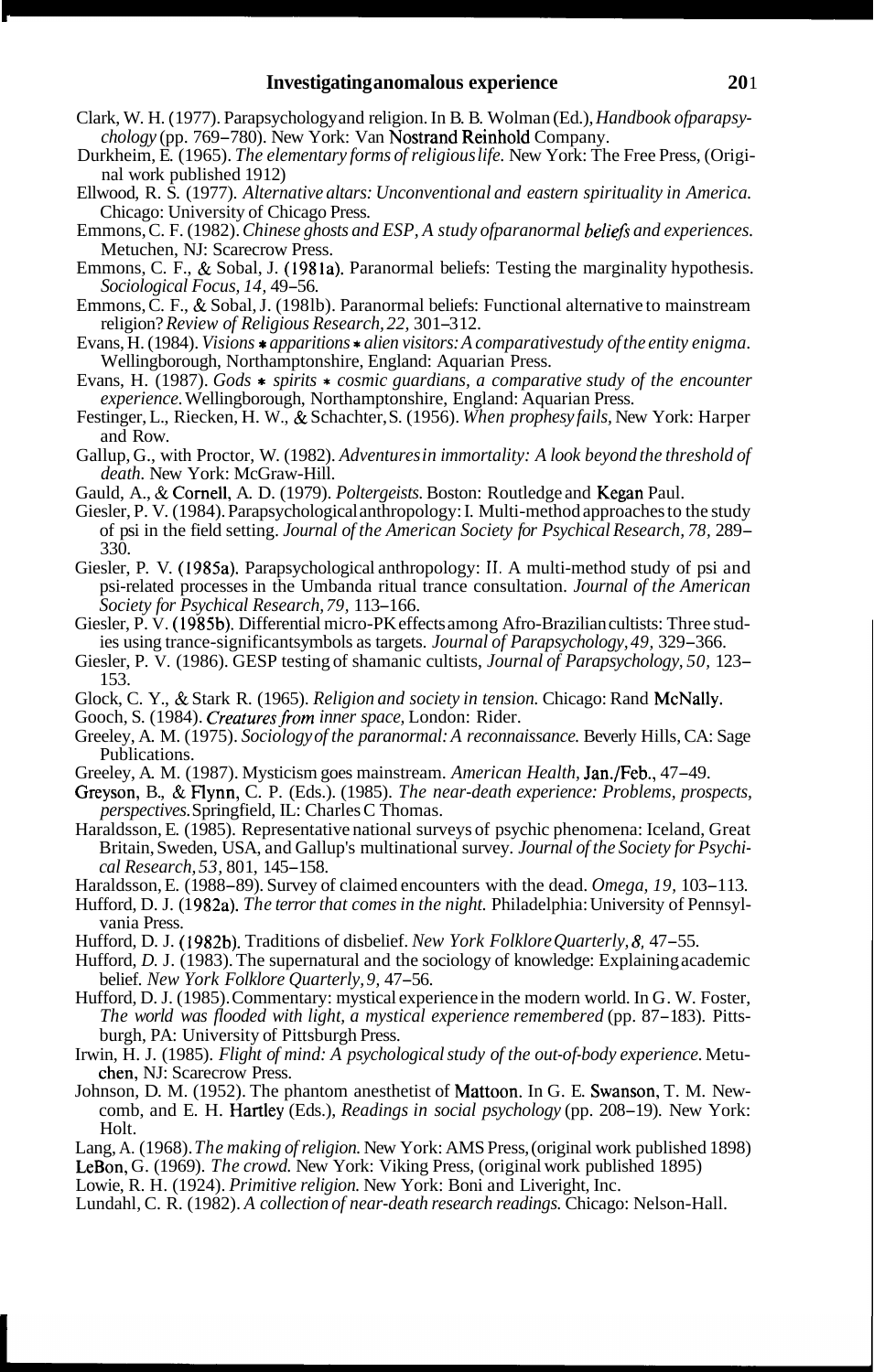Clark, W. H. (1977). Parapsychology and religion. In B. B. Wolman (Ed.), *Handbook of parapsychology* (pp. 769–780). New York: Van Nostrand Reinhold Company.

Durkheim, E. (1965). *The elementary forms of religious life.* New York: The Free Press, (Original work published 1912)

Ellwood, R. S. (1977). *Alternative altars: Unconventional and eastern spirituality in America.* Chicago: University of Chicago Press.

Emmons, C. F. (1982). *Chinese ghosts and ESP, A study of paranormal beliefs and experiences.* Metuchen, NJ: Scarecrow Press.

Emmons, C. F., & Sobal, J. (1981a). Paranormal beliefs: Testing the marginality hypothesis. *Sociological Focus, 14,* 49–56.

Emmons, C. F., & Sobal, J. (1981b). Paranormal beliefs: Functional alternative to mainstream religion? *Review of Religious Research, 22,* 301–312.

Evans, H. (1984). *Visions * apparitions * alien visitors: A comparative study of the entity enigma.* Wellingborough, Northamptonshire, England: Aquarian Press.

Evans, H. (1987). *Gods * spirits * cosmic guardians, a comparative study of the encounter experience.* Wellingborough, Northamptonshire, England: Aquarian Press.

Festinger, L., Riecken, H. W., & Schachter, S. (1956). *When prophesy fails,* New York: Harper and Row.

Gallup, G., with Proctor, W. (1982). *Adventures in immortality: A look beyond the threshold of death.* New York: McGraw-Hill.

Gauld, A., & Cornell, A. D. (1979). *Poltergeists.* Boston: Routledge and Kegan Paul.

Giesler, P. V. (1984). Parapsychological anthropology: I. Multi-method approaches to the study of psi in the field setting. *Journal of the American Society for Psychical Research, 78,* 289–330.

Giesler, P. V. (1985a). Parapsychological anthropology: II. A multi-method study of psi and psi-related processes in the Umbanda ritual trance consultation. *Journal of the American Society for Psychical Research, 79,* 113–166.

Giesler, P. V. (1985b). Differential micro-PK effects among Afro-Brazilian cultists: Three studies using trance-significant symbols as targets. *Journal of Parapsychology, 49,* 329–366.

Giesler, P. V. (1986). GESP testing of shamanic cultists, *Journal of Parapsychology, 50,* 123–153.

Glock, C. Y., & Stark R. (1965). *Religion and society in tension.* Chicago: Rand McNally.

Gooch, S. (1984). *Creatures from inner space,* London: Rider.

Greeley, A. M. (1975). *Sociology of the paranormal: A reconnaissance.* Beverly Hills, CA: Sage Publications.

Greeley, A. M. (1987). Mysticism goes mainstream. *American Health,* Jan./Feb., 47–49.

Greyson, B., & Flynn, C. P. (Eds.). (1985). *The near-death experience: Problems, prospects, perspectives.* Springfield, IL: Charles C Thomas.

Haraldsson, E. (1985). Representative national surveys of psychic phenomena: Iceland, Great Britain, Sweden, USA, and Gallup's multinational survey. *Journal of the Society for Psychical Research, 53,* 801, 145–158.

Haraldsson, E. (1988–89). Survey of claimed encounters with the dead. *Omega, 19,* 103–113.

Hufford, D. J. (1982a). *The terror that comes in the night.* Philadelphia: University of Pennsylvania Press.

Hufford, D. J. (1982b). Traditions of disbelief. *New York Folklore Quarterly, 8,* 47–55.

Hufford, D. J. (1983). The supernatural and the sociology of knowledge: Explaining academic belief. *New York Folklore Quarterly, 9,* 47–56.

Hufford, D. J. (1985). Commentary: mystical experience in the modern world. In G. W. Foster, *The world was flooded with light, a mystical experience remembered* (pp. 87–183). Pittsburgh, PA: University of Pittsburgh Press.

Irwin, H. J. (1985). *Flight of mind: A psychological study of the out-of-body experience.* Metuchen, NJ: Scarecrow Press.

Johnson, D. M. (1952). The phantom anesthetist of Mattoon. In G. E. Swanson, T. M. Newcomb, and E. H. Hartley (Eds.), *Readings in social psychology* (pp. 208–19). New York: Holt.

Lang, A. (1968). *The making of religion.* New York: AMS Press, (original work published 1898)

LeBon, G. (1969). *The crowd.* New York: Viking Press, (original work published 1895)

Lowie, R. H. (1924). *Primitive religion.* New York: Boni and Liveright, Inc.

Lundahl, C. R. (1982). *A collection of near-death research readings.* Chicago: Nelson-Hall.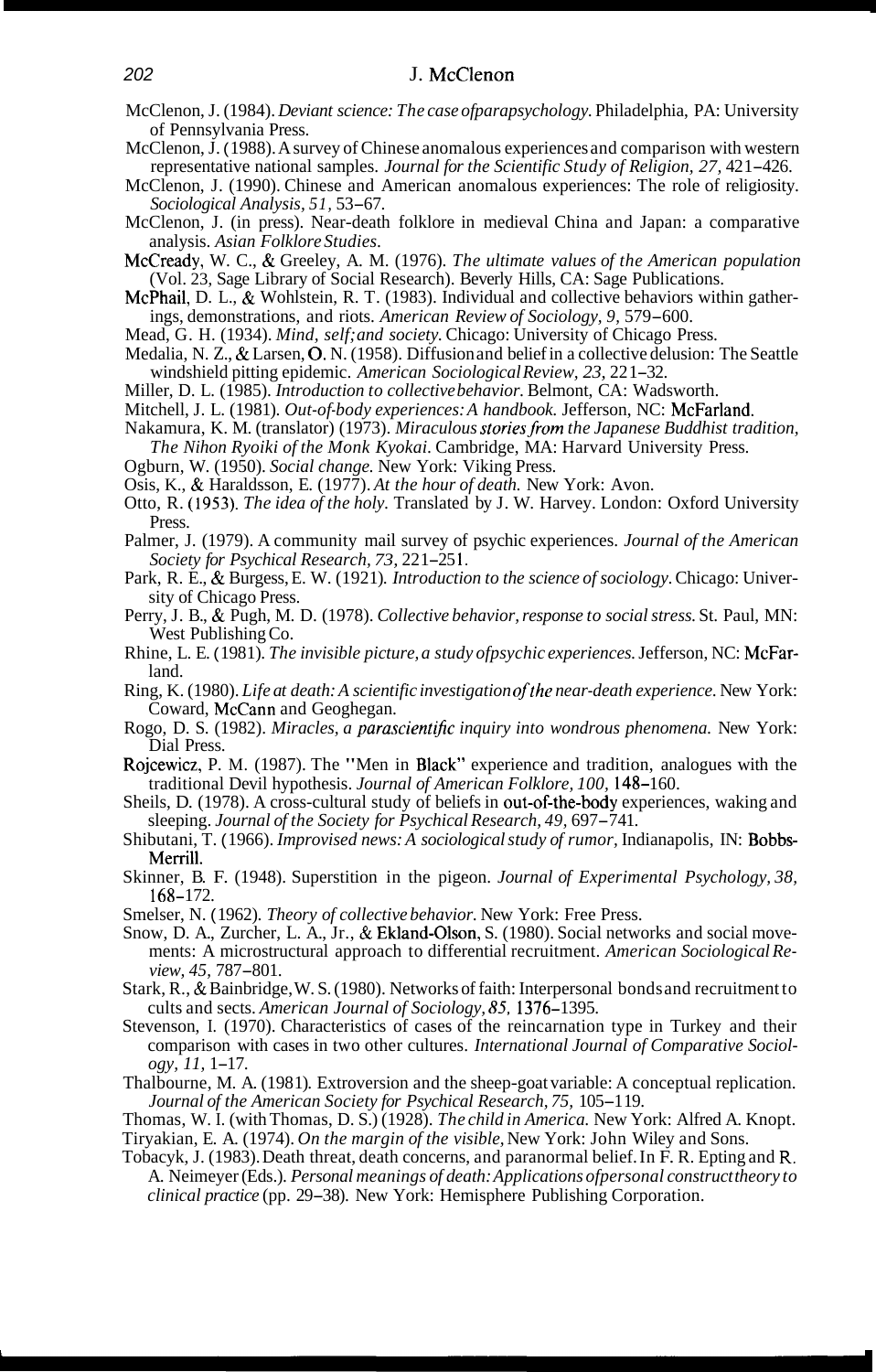McClenon, J. (1984). *Deviant science: The case of parapsychology.* Philadelphia, PA: University of Pennsylvania Press.

McClenon, J. (1988). A survey of Chinese anomalous experiences and comparison with western representative national samples. *Journal for the Scientific Study of Religion, 27,* 421–426.

McClenon, J. (1990). Chinese and American anomalous experiences: The role of religiosity. *Sociological Analysis, 51,* 53–67.

McClenon, J. (in press). Near-death folklore in medieval China and Japan: a comparative analysis. *Asian Folklore Studies.*

McCready, W. C., & Greeley, A. M. (1976). *The ultimate values of the American population* (Vol. 23, Sage Library of Social Research). Beverly Hills, CA: Sage Publications.

McPhail, D. L., & Wohlstein, R. T. (1983). Individual and collective behaviors within gatherings, demonstrations, and riots. *American Review of Sociology, 9,* 579–600.

Mead, G. H. (1934). *Mind, self; and society.* Chicago: University of Chicago Press.

Medalia, N. Z., & Larsen, O. N. (1958). Diffusion and belief in a collective delusion: The Seattle windshield pitting epidemic. *American Sociological Review, 23,* 221–32.

Miller, D. L. (1985). *Introduction to collective behavior.* Belmont, CA: Wadsworth.

Mitchell, J. L. (1981). *Out-of-body experiences: A handbook.* Jefferson, NC: McFarland.

Nakamura, K. M. (translator) (1973). *Miraculous stories from the Japanese Buddhist tradition, The Nihon Ryoiki of the Monk Kyokai.* Cambridge, MA: Harvard University Press.

Ogburn, W. (1950). *Social change.* New York: Viking Press.

Osis, K., & Haraldsson, E. (1977). *At the hour of death.* New York: Avon.

Otto, R. (1953). *The idea of the holy.* Translated by J. W. Harvey. London: Oxford University Press.

Palmer, J. (1979). A community mail survey of psychic experiences. *Journal of the American Society for Psychical Research, 73,* 221–251.

Park, R. E., & Burgess, E. W. (1921). *Introduction to the science of sociology.* Chicago: University of Chicago Press.

Perry, J. B., & Pugh, M. D. (1978). *Collective behavior, response to social stress.* St. Paul, MN: West Publishing Co.

Rhine, L. E. (1981). *The invisible picture, a study of psychic experiences.* Jefferson, NC: McFarland.

Ring, K. (1980). *Life at death: A scientific investigation of the near-death experience.* New York: Coward, McCann and Geoghegan.

Rogo, D. S. (1982). *Miracles, a parascientific inquiry into wondrous phenomena.* New York: Dial Press.

Rojcewicz, P. M. (1987). The "Men in Black" experience and tradition, analogues with the traditional Devil hypothesis. *Journal of American Folklore, 100,* 148–160.

Sheils, D. (1978). A cross-cultural study of beliefs in out-of-the-body experiences, waking and sleeping. *Journal of the Society for Psychical Research, 49,* 697–741.

Shibutani, T. (1966). *Improvised news: A sociological study of rumor,* Indianapolis, IN: Bobbs-Merrill.

Skinner, B. F. (1948). Superstition in the pigeon. *Journal of Experimental Psychology, 38,* 168–172.

Smelser, N. (1962). *Theory of collective behavior.* New York: Free Press.

Snow, D. A., Zurcher, L. A., Jr., & Ekland-Olson, S. (1980). Social networks and social movements: A microstructural approach to differential recruitment. *American Sociological Review, 45,* 787–801.

Stark, R., & Bainbridge, W. S. (1980). Networks of faith: Interpersonal bonds and recruitment to cults and sects. *American Journal of Sociology, 85,* 1376–1395.

Stevenson, I. (1970). Characteristics of cases of the reincarnation type in Turkey and their comparison with cases in two other cultures. *International Journal of Comparative Sociology, 11,* 1–17.

Thalbourne, M. A. (1981). Extroversion and the sheep-goat variable: A conceptual replication. *Journal of the American Society for Psychical Research, 75,* 105–119.

Thomas, W. I. (with Thomas, D. S.) (1928). *The child in America.* New York: Alfred A. Knopt.

Tiryakian, E. A. (1974). *On the margin of the visible,* New York: John Wiley and Sons.

Tobacyk, J. (1983). Death threat, death concerns, and paranormal belief. In F. R. Epting and R. A. Neimeyer (Eds.). *Personal meanings of death: Applications of personal construct theory to clinical practice* (pp. 29–38). New York: Hemisphere Publishing Corporation.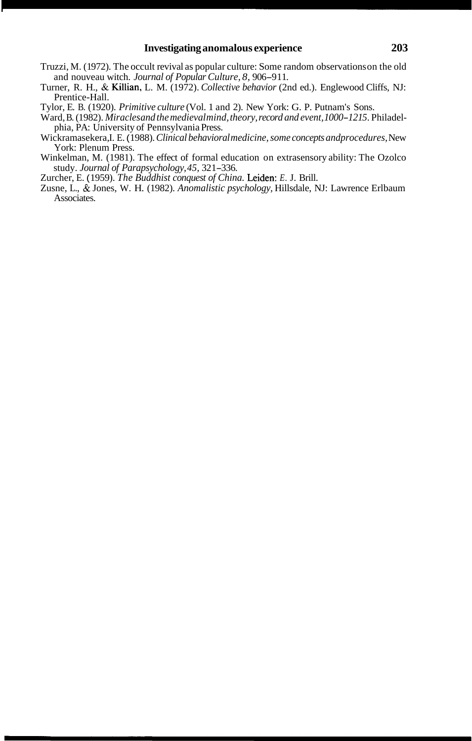Truzzi, M. (1972). The occult revival as popular culture: Some random observations on the old and nouveau witch. *Journal of Popular Culture, 8*, 906–911.

Turner, R. H., & Killian, L. M. (1972). *Collective behavior* (2nd ed.). Englewood Cliffs, NJ: Prentice-Hall.

Tylor, E. B. (1920). *Primitive culture* (Vol. 1 and 2). New York: G. P. Putnam's Sons.

Ward, B. (1982). *Miracles and the medieval mind, theory, record and event, 1000–1215*. Philadelphia, PA: University of Pennsylvania Press.

Wickramasekera, I. E. (1988). *Clinical behavioral medicine, some concepts and procedures*, New York: Plenum Press.

Winkelman, M. (1981). The effect of formal education on extrasensory ability: The Ozolco study. *Journal of Parapsychology, 45*, 321–336.

Zurcher, E. (1959). *The Buddhist conquest of China.* Leiden: E. J. Brill.

Zusne, L., & Jones, W. H. (1982). *Anomalistic psychology*, Hillsdale, NJ: Lawrence Erlbaum Associates.